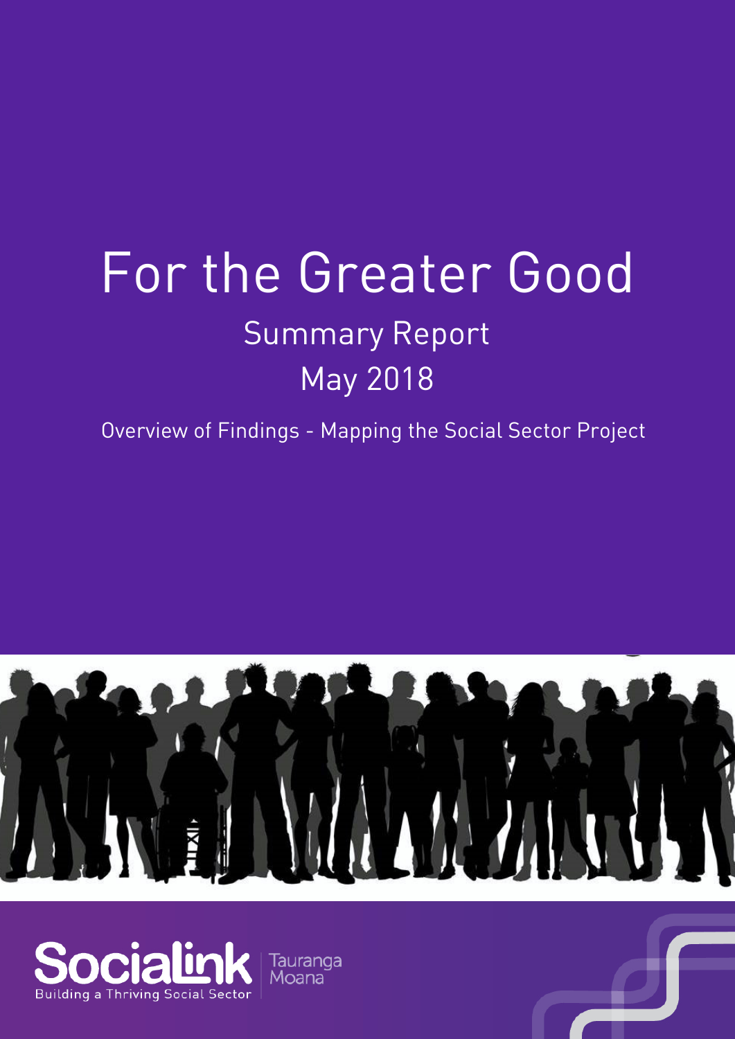# For the Greater Good

## Summary Report

## May 2018

Overview of Findings - Mapping the Social Sector Project

Socialink
Building a Thriving Social Sector
Tauranga Moana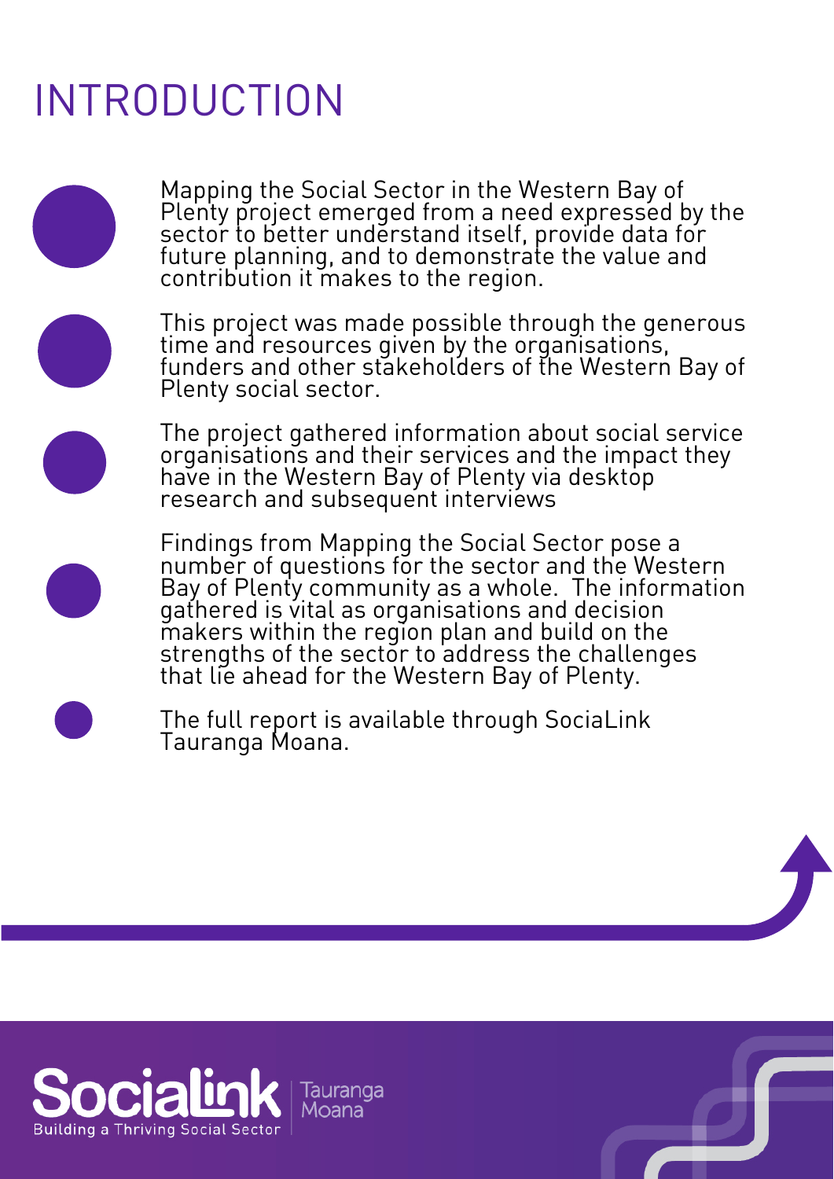# INTRODUCTION

- Mapping the Social Sector in the Western Bay of Plenty project emerged from a need expressed by the sector to better understand itself, provide data for future planning, and to demonstrate the value and contribution it makes to the region.

- This project was made possible through the generous time and resources given by the organisations, funders and other stakeholders of the Western Bay of Plenty social sector.

- The project gathered information about social service organisations and their services and the impact they have in the Western Bay of Plenty via desktop research and subsequent interviews

- Findings from Mapping the Social Sector pose a number of questions for the sector and the Western Bay of Plenty community as a whole. The information gathered is vital as organisations and decision makers within the region plan and build on the strengths of the sector to address the challenges that lie ahead for the Western Bay of Plenty.

- The full report is available through SociaLink Tauranga Moana.

Socialink Tauranga Moana
Building a Thriving Social Sector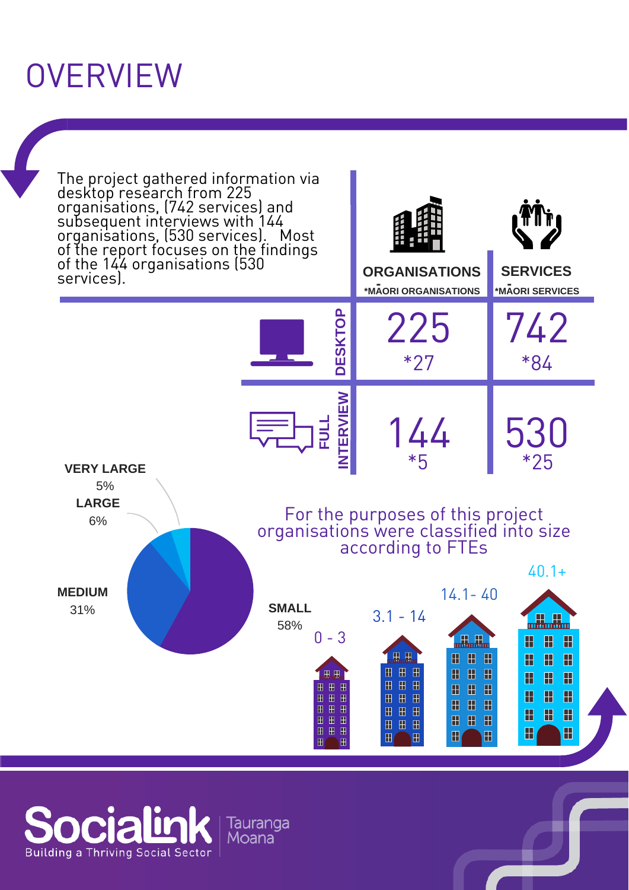# OVERVIEW

The project gathered information via desktop research from 225 organisations, (742 services) and subsequent interviews with 144 organisations, (530 services). Most of the report focuses on the findings of the 144 organisations (530 services).

| | ORGANISATIONS *MĀORI ORGANISATIONS | SERVICES *MĀORI SERVICES |
|---|---|---|
| DESKTOP | 225 *27 | 742 *84 |
| FULL INTERVIEW | 144 *5 | 530 *25 |

For the purposes of this project organisations were classified into size according to FTEs

| Size | Percentage | FTEs |
|---|---|---|
| SMALL | 58% | 0 - 3 |
| MEDIUM | 31% | 3.1 - 14 |
| LARGE | 6% | 14.1- 40 |
| VERY LARGE | 5% | 40.1+ |

Socialink Building a Thriving Social Sector | Tauranga Moana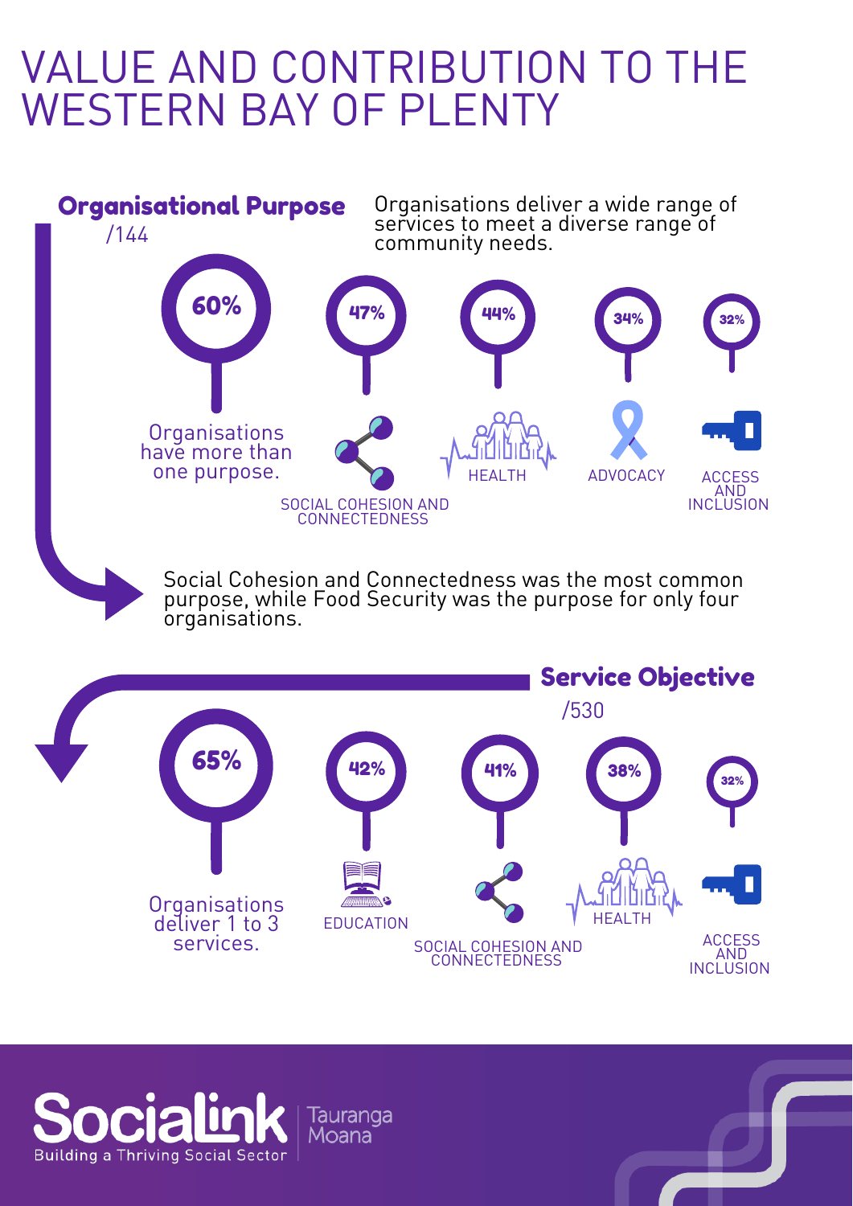# VALUE AND CONTRIBUTION TO THE WESTERN BAY OF PLENTY

## Organisational Purpose

/144

Organisations deliver a wide range of services to meet a diverse range of community needs.

- **60%** Organisations have more than one purpose.
- **47%** SOCIAL COHESION AND CONNECTEDNESS
- **44%** HEALTH
- **34%** ADVOCACY
- **32%** ACCESS AND INCLUSION

Social Cohesion and Connectedness was the most common purpose, while Food Security was the purpose for only four organisations.

## Service Objective

/530

- **65%** Organisations deliver 1 to 3 services.
- **42%** EDUCATION
- **41%** SOCIAL COHESION AND CONNECTEDNESS
- **38%** HEALTH
- **32%** ACCESS AND INCLUSION

Socialink
Building a Thriving Social Sector
Tauranga Moana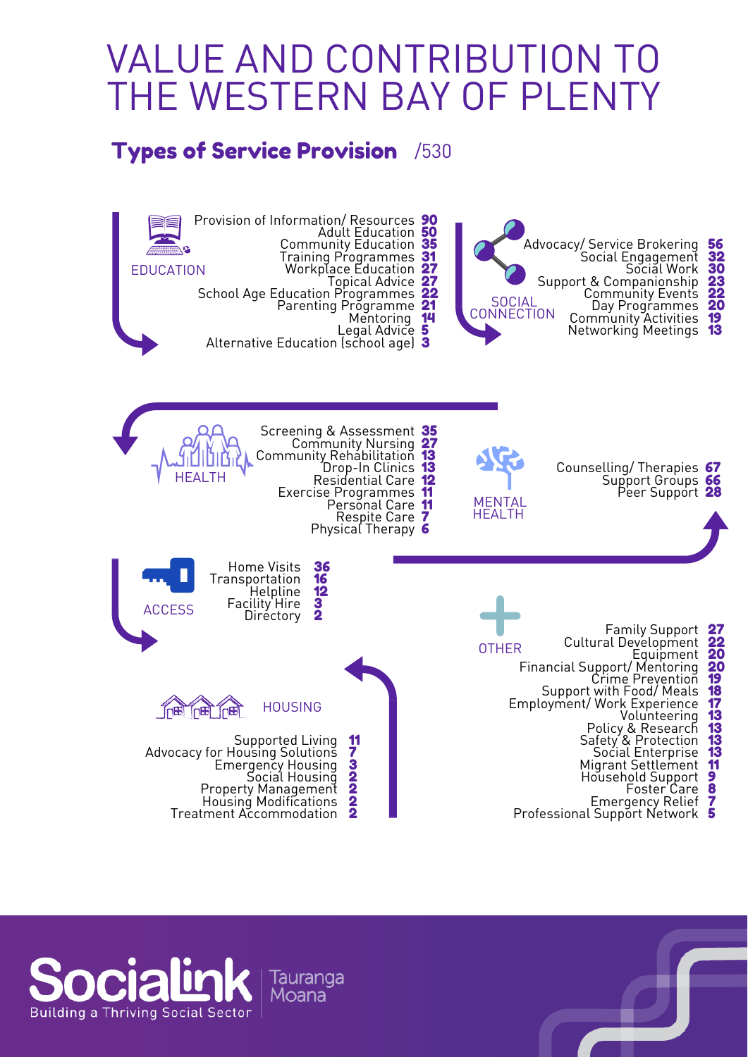# VALUE AND CONTRIBUTION TO THE WESTERN BAY OF PLENTY

## Types of Service Provision /530

### EDUCATION

| Service | Count |
| --- | --- |
| Provision of Information/ Resources | 90 |
| Adult Education | 50 |
| Community Education | 35 |
| Training Programmes | 31 |
| Workplace Education | 27 |
| Topical Advice | 27 |
| School Age Education Programmes | 22 |
| Parenting Programme | 21 |
| Mentoring | 14 |
| Legal Advice | 5 |
| Alternative Education (school age) | 3 |

### SOCIAL CONNECTION

| Service | Count |
| --- | --- |
| Advocacy/ Service Brokering | 56 |
| Social Engagement | 32 |
| Social Work | 30 |
| Support & Companionship | 23 |
| Community Events | 22 |
| Day Programmes | 20 |
| Community Activities | 19 |
| Networking Meetings | 13 |

### HEALTH

| Service | Count |
| --- | --- |
| Screening & Assessment | 35 |
| Community Nursing | 27 |
| Community Rehabilitation | 13 |
| Drop-In Clinics | 13 |
| Residential Care | 12 |
| Exercise Programmes | 11 |
| Personal Care | 11 |
| Respite Care | 7 |
| Physical Therapy | 6 |

### MENTAL HEALTH

| Service | Count |
| --- | --- |
| Counselling/ Therapies | 67 |
| Support Groups | 66 |
| Peer Support | 28 |

### ACCESS

| Service | Count |
| --- | --- |
| Home Visits | 36 |
| Transportation | 16 |
| Helpline | 12 |
| Facility Hire | 3 |
| Directory | 2 |

### HOUSING

| Service | Count |
| --- | --- |
| Supported Living | 11 |
| Advocacy for Housing Solutions | 7 |
| Emergency Housing | 3 |
| Social Housing | 2 |
| Property Management | 2 |
| Housing Modifications | 2 |
| Treatment Accommodation | 2 |

### OTHER

| Service | Count |
| --- | --- |
| Family Support | 27 |
| Cultural Development | 22 |
| Equipment | 20 |
| Financial Support/ Mentoring | 20 |
| Crime Prevention | 19 |
| Support with Food/ Meals | 18 |
| Employment/ Work Experience | 17 |
| Volunteering | 13 |
| Policy & Research | 13 |
| Safety & Protection | 13 |
| Social Enterprise | 13 |
| Migrant Settlement | 11 |
| Household Support | 9 |
| Foster Care | 8 |
| Emergency Relief | 7 |
| Professional Support Network | 5 |

Socialink – Building a Thriving Social Sector | Tauranga Moana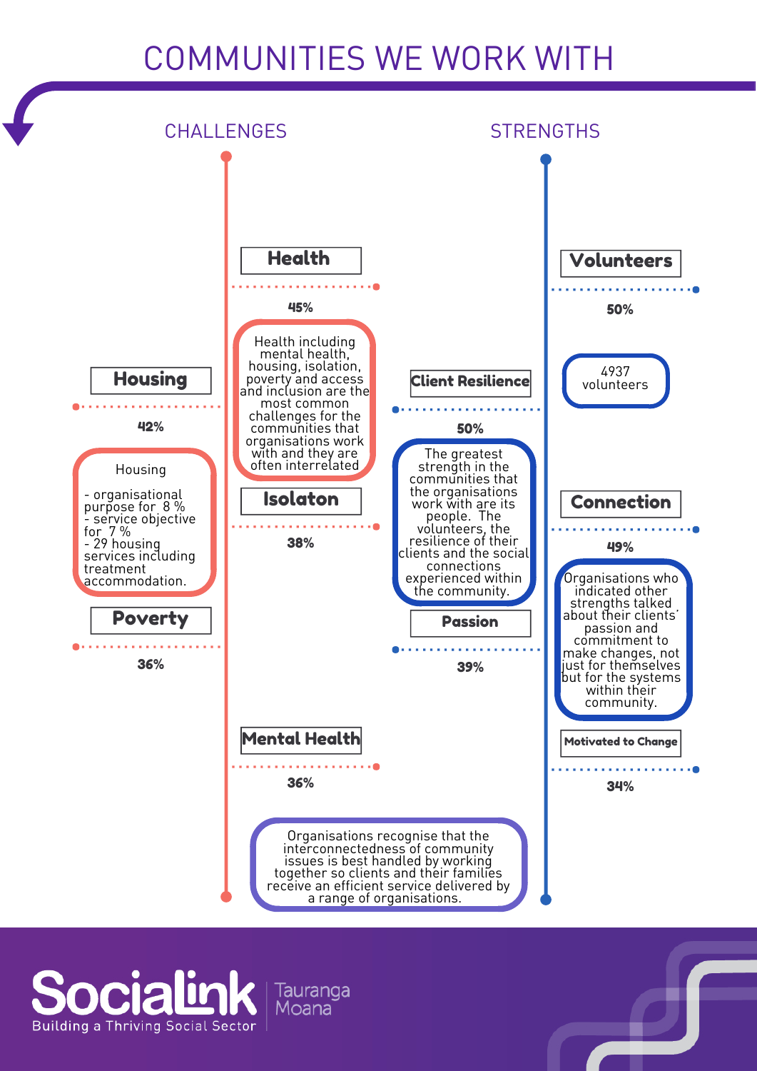# COMMUNITIES WE WORK WITH

## CHALLENGES

**Health**

45%

Health including mental health, housing, isolation, poverty and access and inclusion are the most common challenges for the communities that organisations work with and they are often interrelated

**Housing**

42%

Housing

- organisational purpose for 8 %
- service objective for 7 %
- 29 housing services including treatment accommodation.

**Isolaton**

38%

**Poverty**

36%

**Mental Health**

36%

## STRENGTHS

**Volunteers**

50%

4937 volunteers

**Client Resilience**

50%

The greatest strength in the communities that the organisations work with are its people. The volunteers, the resilience of their clients and the social connections experienced within the community.

**Connection**

49%

Organisations who indicated other strengths talked about their clients' passion and commitment to make changes, not just for themselves but for the systems within their community.

**Passion**

39%

**Motivated to Change**

34%

Organisations recognise that the interconnectedness of community issues is best handled by working together so clients and their families receive an efficient service delivered by a range of organisations.

Socialink
Building a Thriving Social Sector
Tauranga Moana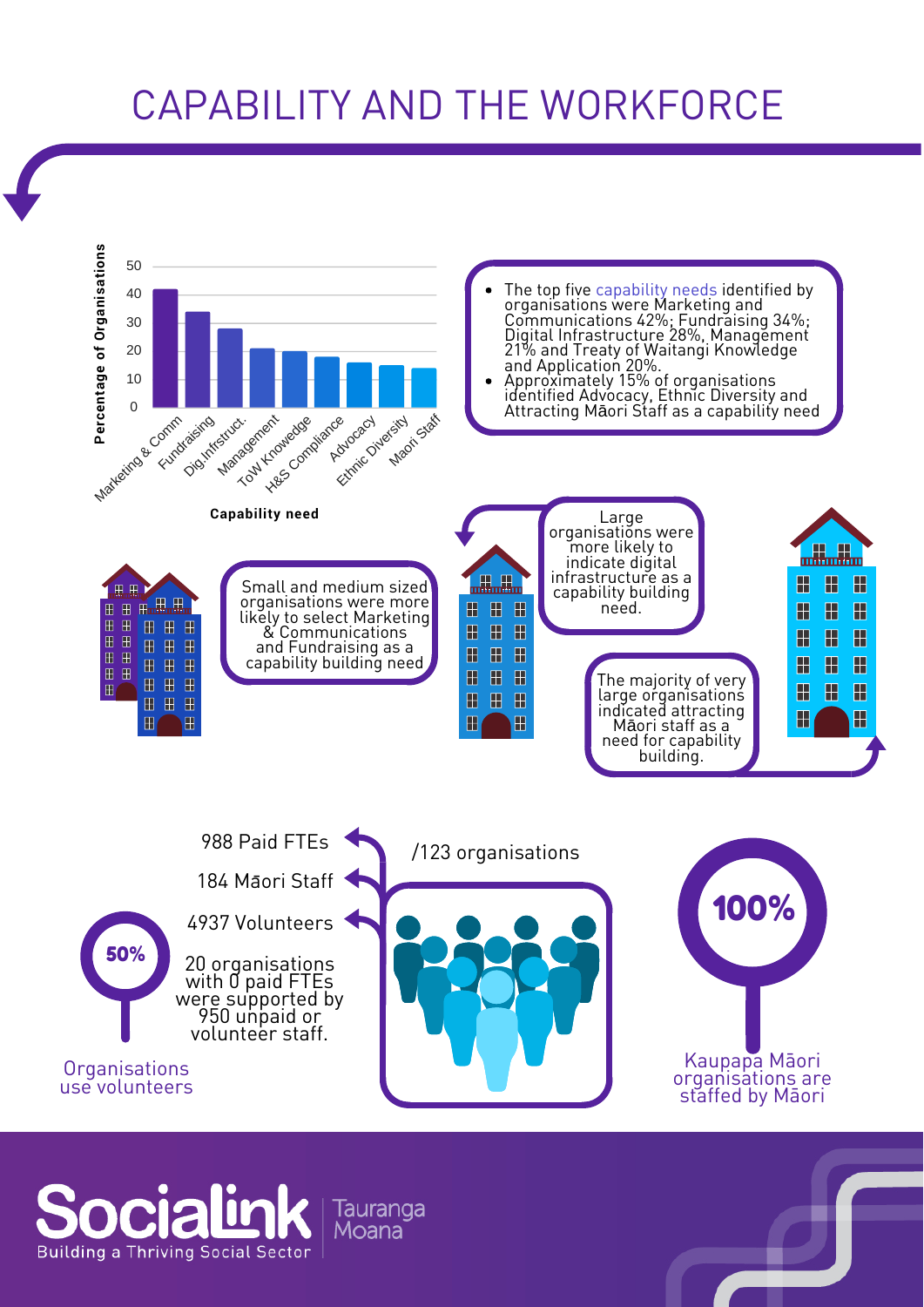# CAPABILITY AND THE WORKFORCE

**Percentage of Organisations** (y-axis: 0–50) by **Capability need**: Marketing & Comm, Fundraising, Dig.Infrstruct., Management, ToW Knowledge, H&S Compliance, Advocacy, Ethnic Diversity, Maori Staff

- The top five capability needs identified by organisations were Marketing and Communications 42%; Fundraising 34%; Digital Infrastructure 28%, Management 21% and Treaty of Waitangi Knowledge and Application 20%.
- Approximately 15% of organisations identified Advocacy, Ethnic Diversity and Attracting Māori Staff as a capability need

Small and medium sized organisations were more likely to select Marketing & Communications and Fundraising as a capability building need

Large organisations were more likely to indicate digital infrastructure as a capability building need.

The majority of very large organisations indicated attracting Māori staff as a need for capability building.

988 Paid FTEs

184 Māori Staff

4937 Volunteers

20 organisations with 0 paid FTEs were supported by 950 unpaid or volunteer staff.

/123 organisations

**50%** Organisations use volunteers

**100%** Kaupapa Māori organisations are staffed by Māori

Socialink Building a Thriving Social Sector | Tauranga Moana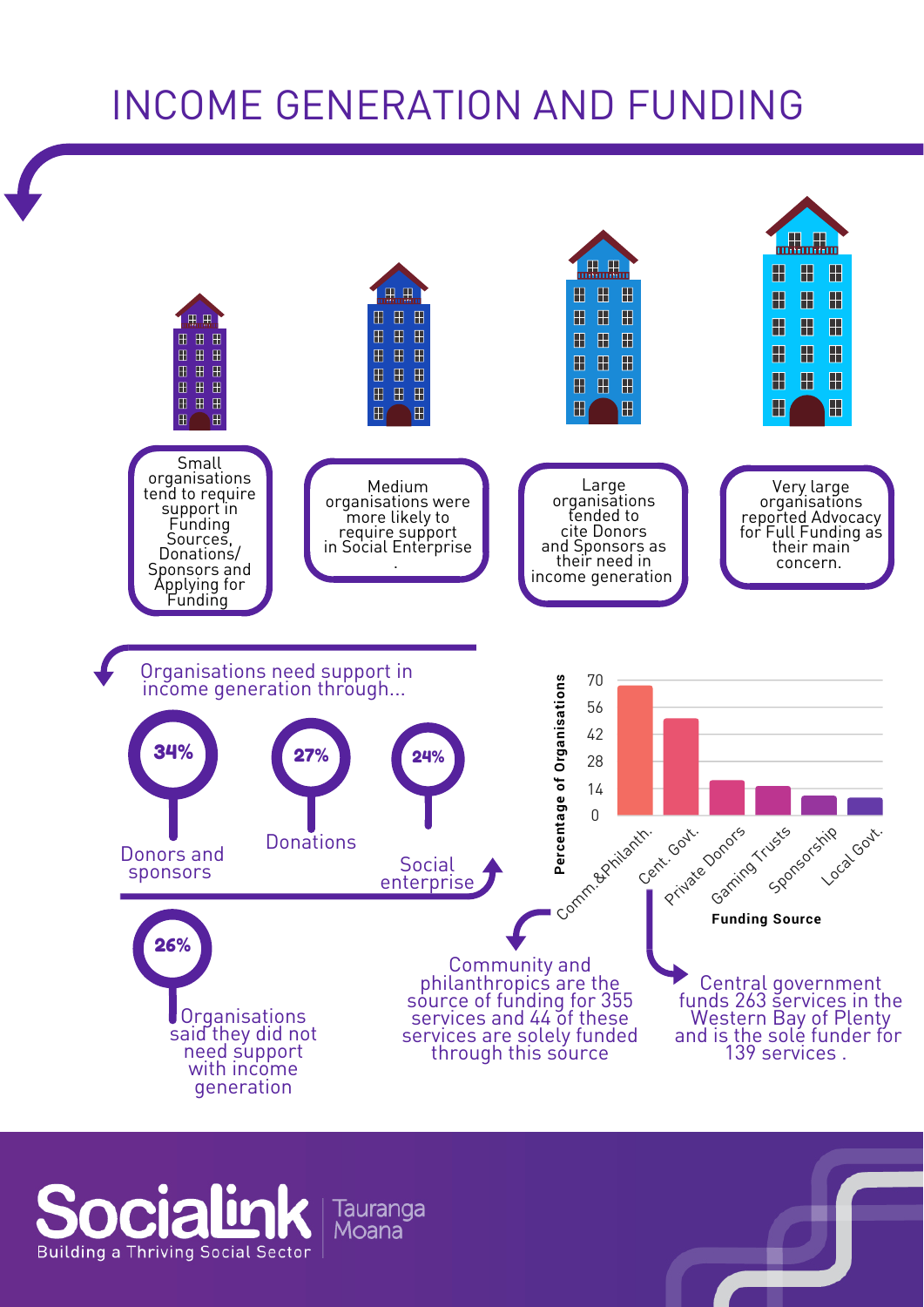# INCOME GENERATION AND FUNDING

Small organisations tend to require support in Funding Sources, Donations/ Sponsors and Applying for Funding

Medium organisations were more likely to require support in Social Enterprise.

Large organisations tended to cite Donors and Sponsors as their need in income generation

Very large organisations reported Advocacy for Full Funding as their main concern.

## Organisations need support in income generation through...

- **34%** Donors and sponsors
- **27%** Donations
- **24%** Social enterprise

**26%** Organisations said they did not need support with income generation

Percentage of Organisations by Funding Source: Comm.&Philanth., Cent. Govt., Private Donors, Gaming Trusts, Sponsorship, Local Govt.

Community and philanthropics are the source of funding for 355 services and 44 of these services are solely funded through this source

Central government funds 263 services in the Western Bay of Plenty and is the sole funder for 139 services.

Socialink Tauranga Moana
Building a Thriving Social Sector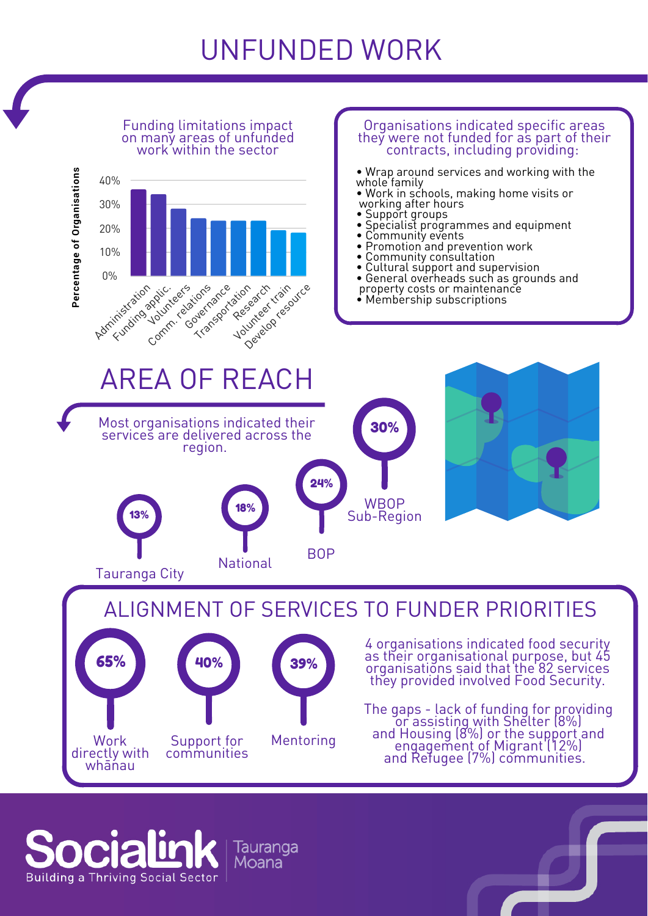# UNFUNDED WORK

Funding limitations impact on many areas of unfunded work within the sector

| Area | Percentage of Organisations |
|---|---|
| Administration | ~36% |
| Funding applic. | ~34% |
| Volunteers | ~28% |
| Comm. relations | ~24% |
| Governance | ~23% |
| Transportation | ~23% |
| Research | ~23% |
| Volunteer train | ~19% |
| Develop resource | ~18% |

Organisations indicated specific areas they were not funded for as part of their contracts, including providing:

- Wrap around services and working with the whole family
- Work in schools, making home visits or working after hours
- Support groups
- Specialist programmes and equipment
- Community events
- Promotion and prevention work
- Community consultation
- Cultural support and supervision
- General overheads such as grounds and property costs or maintenance
- Membership subscriptions

# AREA OF REACH

Most organisations indicated their services are delivered across the region.

- 30% WBOP Sub-Region
- 24% BOP
- 18% National
- 13% Tauranga City

# ALIGNMENT OF SERVICES TO FUNDER PRIORITIES

- 65% Work directly with whānau
- 40% Support for communities
- 39% Mentoring

4 organisations indicated food security as their organisational purpose, but 45 organisations said that the 82 services they provided involved Food Security.

The gaps - lack of funding for providing or assisting with Shelter (8%) and Housing (8%) or the support and engagement of Migrant (12%) and Refugee (7%) communities.

Socialink Tauranga Moana
Building a Thriving Social Sector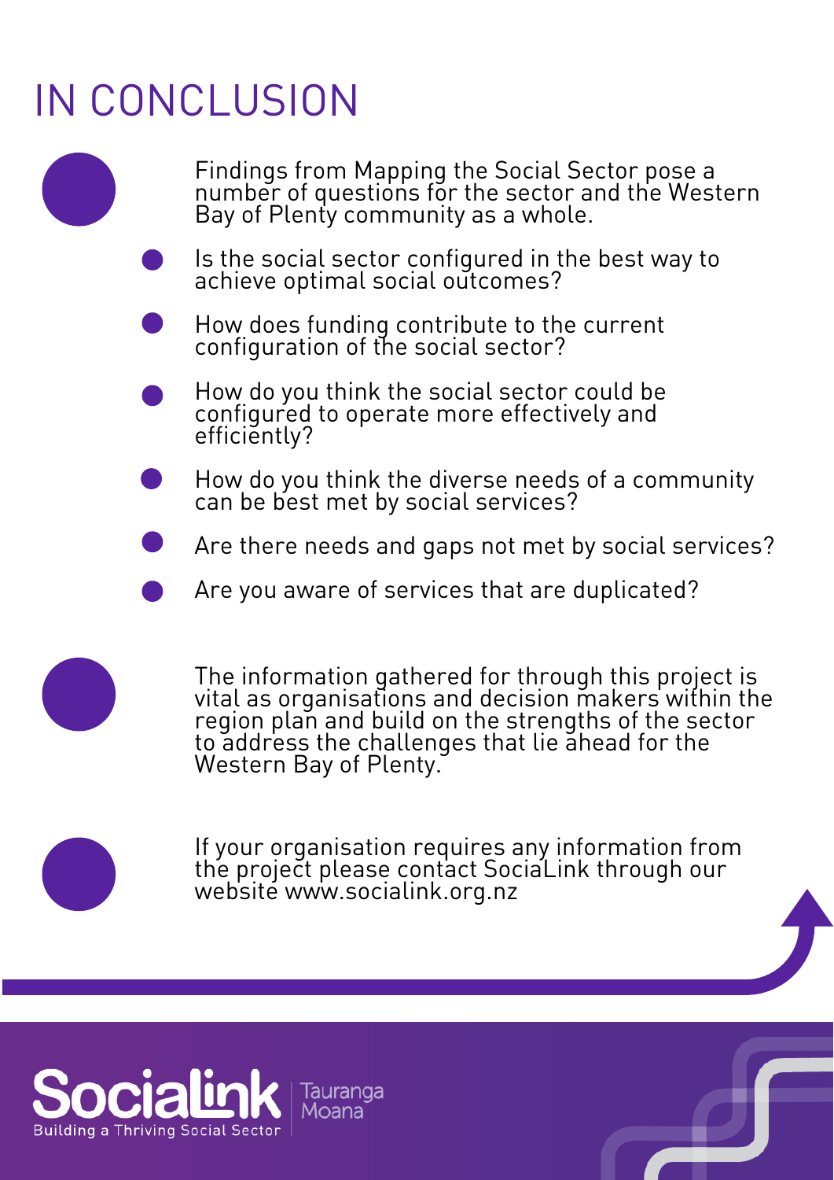# IN CONCLUSION

Findings from Mapping the Social Sector pose a number of questions for the sector and the Western Bay of Plenty community as a whole.

- Is the social sector configured in the best way to achieve optimal social outcomes?
- How does funding contribute to the current configuration of the social sector?
- How do you think the social sector could be configured to operate more effectively and efficiently?
- How do you think the diverse needs of a community can be best met by social services?
- Are there needs and gaps not met by social services?
- Are you aware of services that are duplicated?

The information gathered for through this project is vital as organisations and decision makers within the region plan and build on the strengths of the sector to address the challenges that lie ahead for the Western Bay of Plenty.

If your organisation requires any information from the project please contact SociaLink through our website www.socialink.org.nz

Socialink Building a Thriving Social Sector | Tauranga Moana